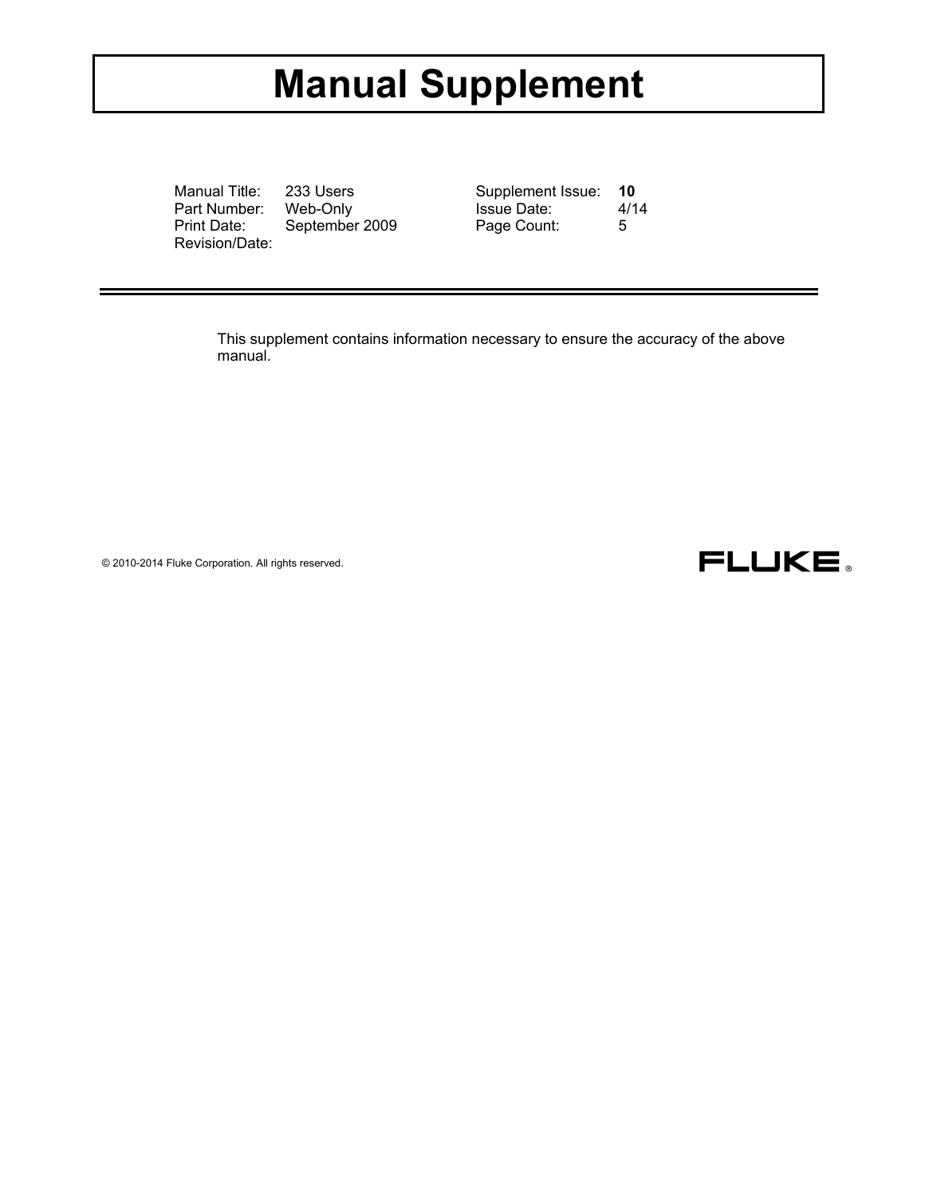# Manual Supplement

| | | | |
|---|---|---|---|
| Manual Title: | 233 Users | Supplement Issue: | **10** |
| Part Number: | Web-Only | Issue Date: | 4/14 |
| Print Date: | September 2009 | Page Count: | 5 |
| Revision/Date: | | | |

---

This supplement contains information necessary to ensure the accuracy of the above manual.

© 2010-2014 Fluke Corporation. All rights reserved.

FLUKE ®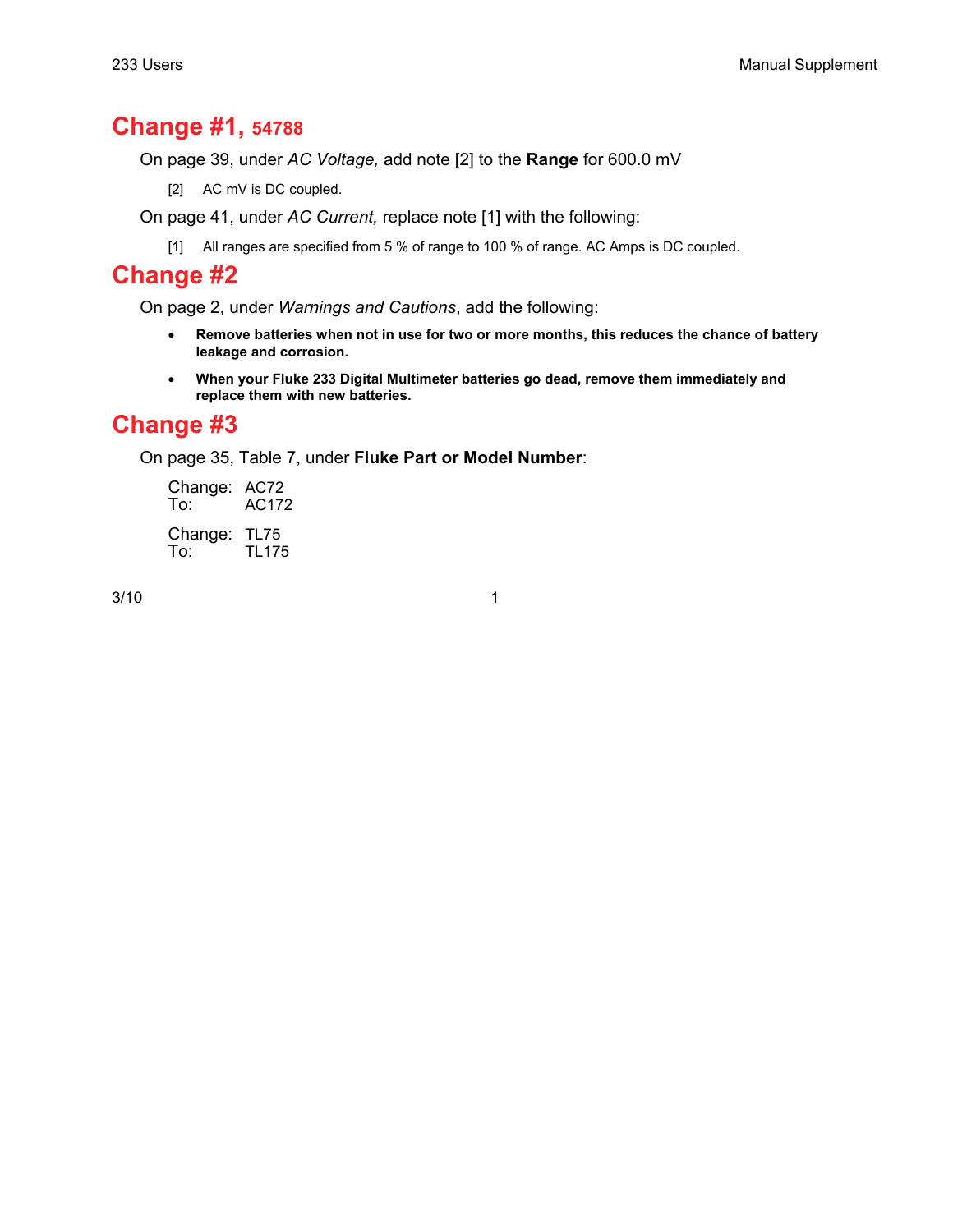# Change #1, 54788

On page 39, under *AC Voltage,* add note [2] to the **Range** for 600.0 mV

[2] AC mV is DC coupled.

On page 41, under *AC Current,* replace note [1] with the following:

[1] All ranges are specified from 5 % of range to 100 % of range. AC Amps is DC coupled.

# Change #2

On page 2, under *Warnings and Cautions*, add the following:

- **Remove batteries when not in use for two or more months, this reduces the chance of battery leakage and corrosion.**
- **When your Fluke 233 Digital Multimeter batteries go dead, remove them immediately and replace them with new batteries.**

# Change #3

On page 35, Table 7, under **Fluke Part or Model Number**:

Change: AC72
To: AC172

Change: TL75
To: TL175

3/10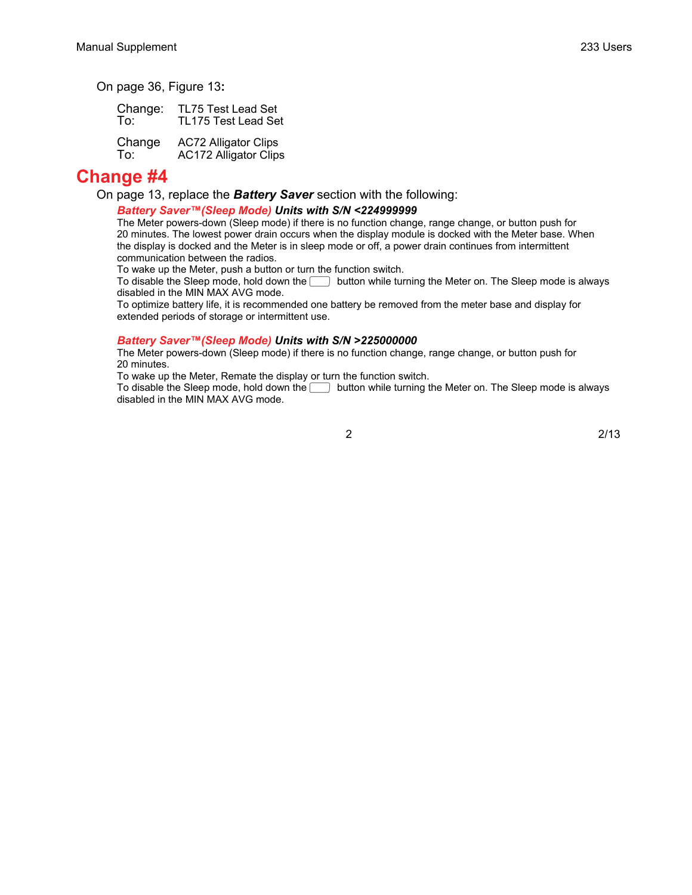On page 36, Figure 13**:**

Change: TL75 Test Lead Set
To: TL175 Test Lead Set

Change AC72 Alligator Clips
To: AC172 Alligator Clips

# Change #4

On page 13, replace the ***Battery Saver*** section with the following:

***Battery Saver™(Sleep Mode) Units with S/N <224999999***

The Meter powers-down (Sleep mode) if there is no function change, range change, or button push for 20 minutes. The lowest power drain occurs when the display module is docked with the Meter base. When the display is docked and the Meter is in sleep mode or off, a power drain continues from intermittent communication between the radios.

To wake up the Meter, push a button or turn the function switch.

To disable the Sleep mode, hold down the button while turning the Meter on. The Sleep mode is always disabled in the MIN MAX AVG mode.

To optimize battery life, it is recommended one battery be removed from the meter base and display for extended periods of storage or intermittent use.

***Battery Saver™(Sleep Mode) Units with S/N >225000000***

The Meter powers-down (Sleep mode) if there is no function change, range change, or button push for 20 minutes.

To wake up the Meter, Remate the display or turn the function switch.

To disable the Sleep mode, hold down the button while turning the Meter on. The Sleep mode is always disabled in the MIN MAX AVG mode.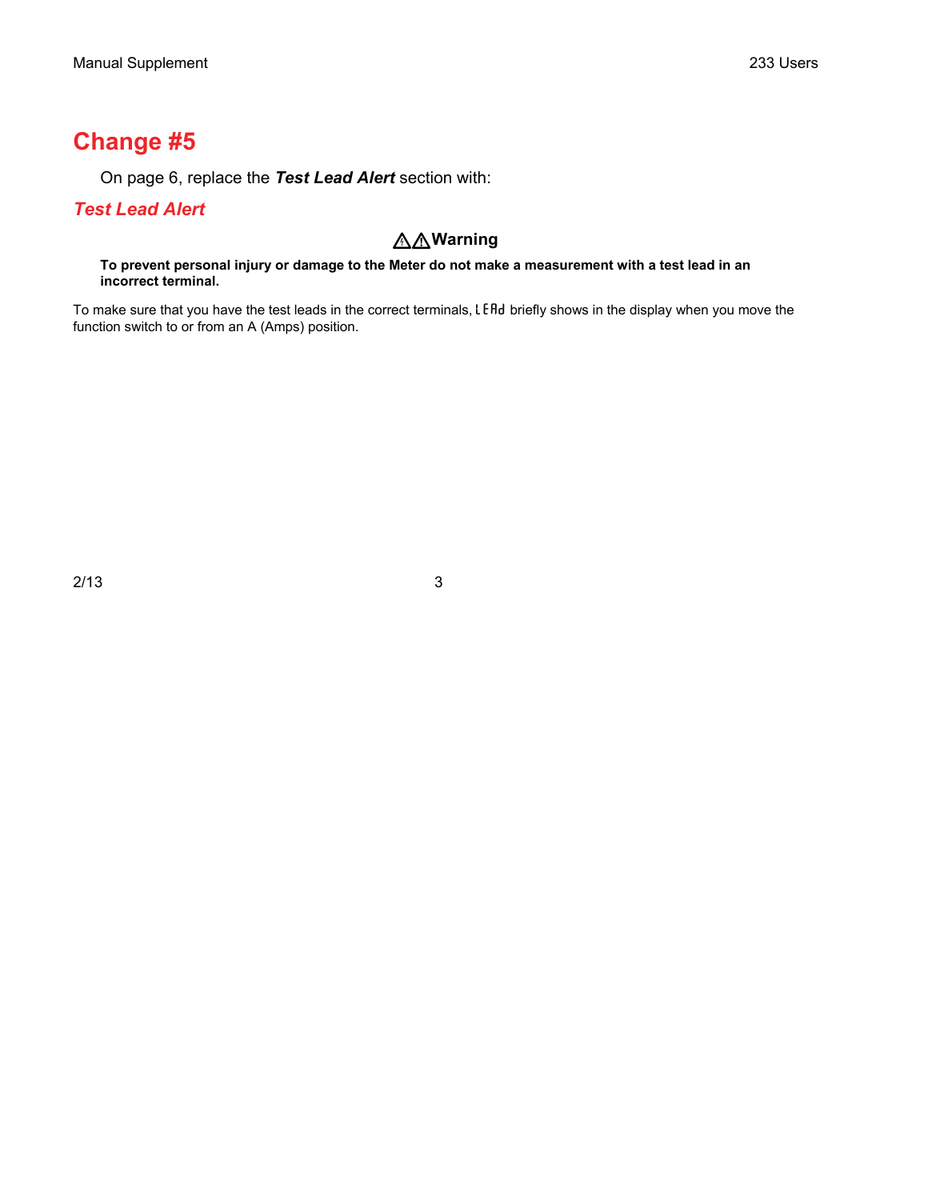## Change #5

On page 6, replace the ***Test Lead Alert*** section with:

### *Test Lead Alert*

**⚠⚠Warning**

**To prevent personal injury or damage to the Meter do not make a measurement with a test lead in an incorrect terminal.**

To make sure that you have the test leads in the correct terminals, LEAd briefly shows in the display when you move the function switch to or from an A (Amps) position.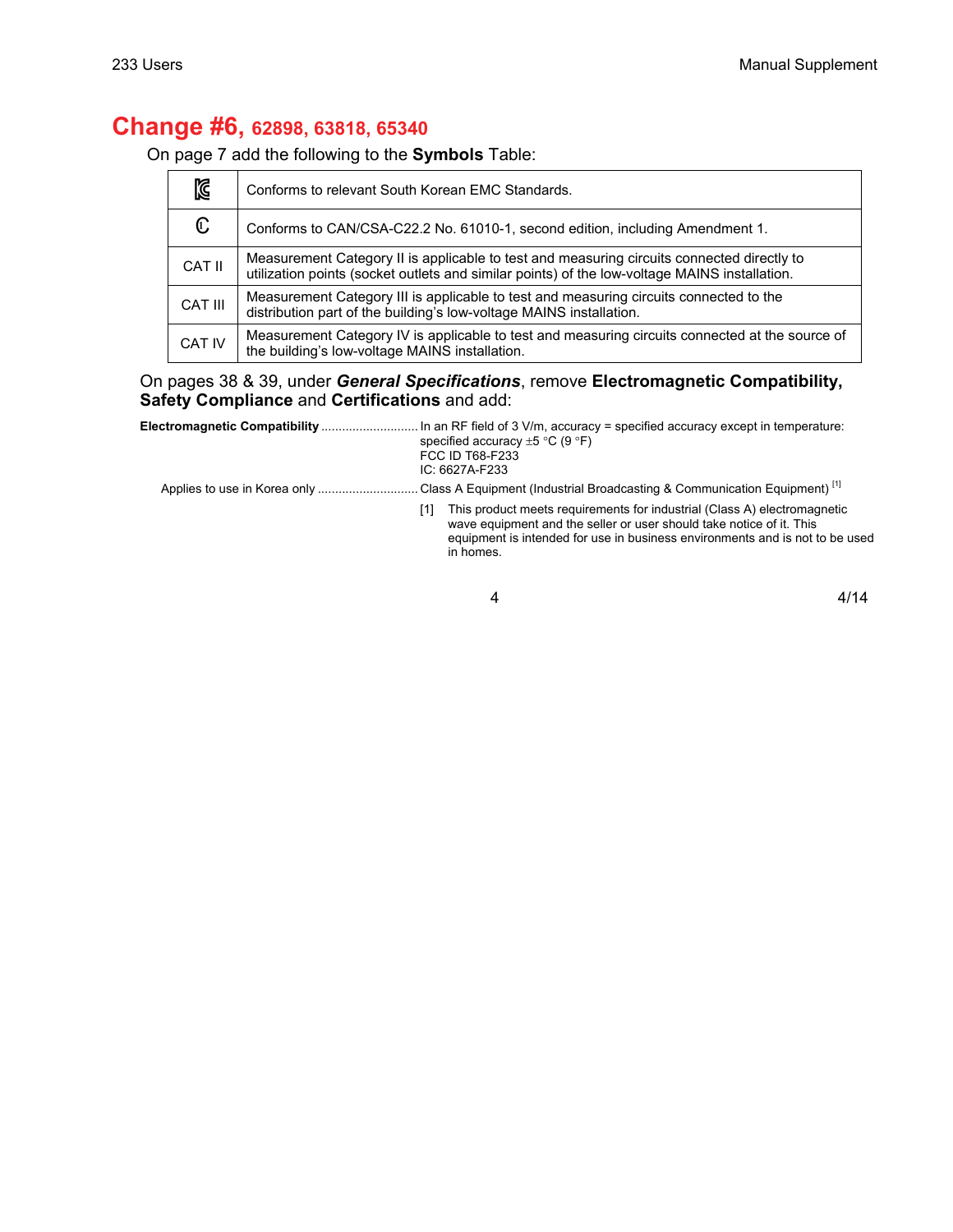# Change #6, 62898, 63818, 65340

On page 7 add the following to the **Symbols** Table:

| Symbol | Description |
|---|---|
| KC | Conforms to relevant South Korean EMC Standards. |
| CSA | Conforms to CAN/CSA-C22.2 No. 61010-1, second edition, including Amendment 1. |
| CAT II | Measurement Category II is applicable to test and measuring circuits connected directly to utilization points (socket outlets and similar points) of the low-voltage MAINS installation. |
| CAT III | Measurement Category III is applicable to test and measuring circuits connected to the distribution part of the building's low-voltage MAINS installation. |
| CAT IV | Measurement Category IV is applicable to test and measuring circuits connected at the source of the building's low-voltage MAINS installation. |

On pages 38 & 39, under ***General Specifications***, remove **Electromagnetic Compatibility, Safety Compliance** and **Certifications** and add:

**Electromagnetic Compatibility** ........................... In an RF field of 3 V/m, accuracy = specified accuracy except in temperature: specified accuracy ±5 °C (9 °F)
FCC ID T68-F233
IC: 6627A-F233

Applies to use in Korea only ............................ Class A Equipment (Industrial Broadcasting & Communication Equipment) [1]

[1] This product meets requirements for industrial (Class A) electromagnetic wave equipment and the seller or user should take notice of it. This equipment is intended for use in business environments and is not to be used in homes.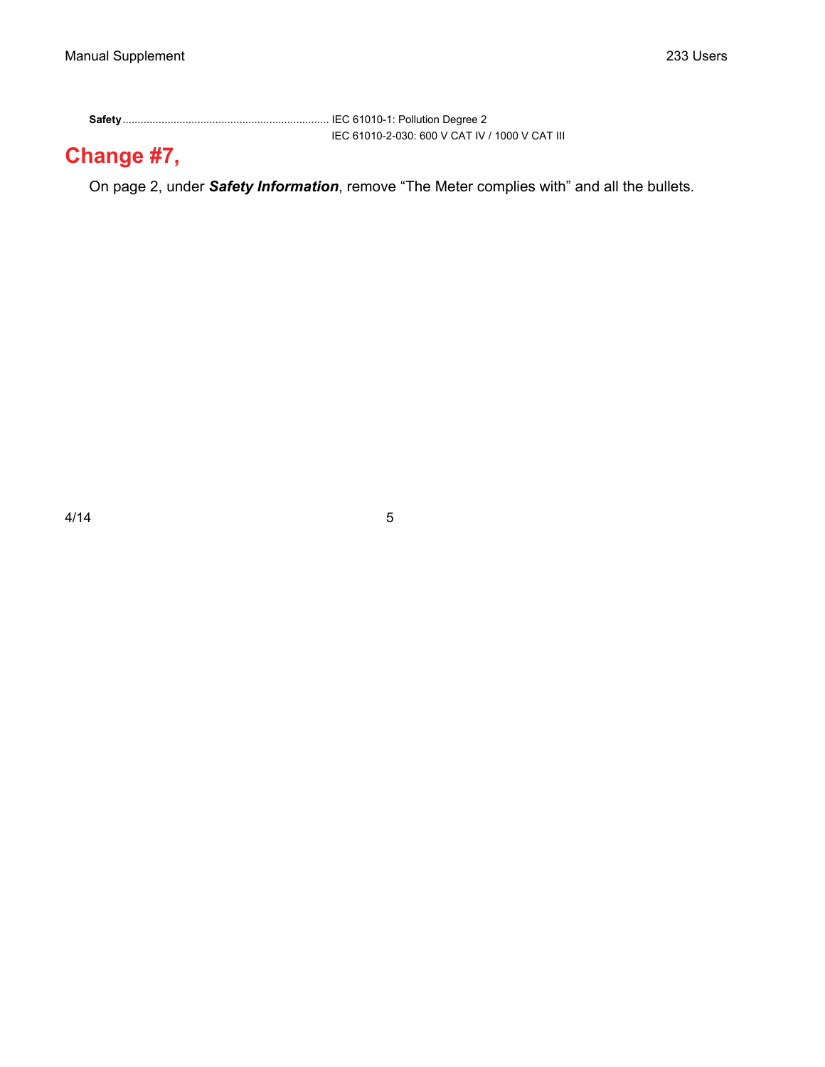**Safety**....................................................................... IEC 61010-1: Pollution Degree 2
IEC 61010-2-030: 600 V CAT IV / 1000 V CAT III

## Change #7,

On page 2, under ***Safety Information***, remove “The Meter complies with” and all the bullets.